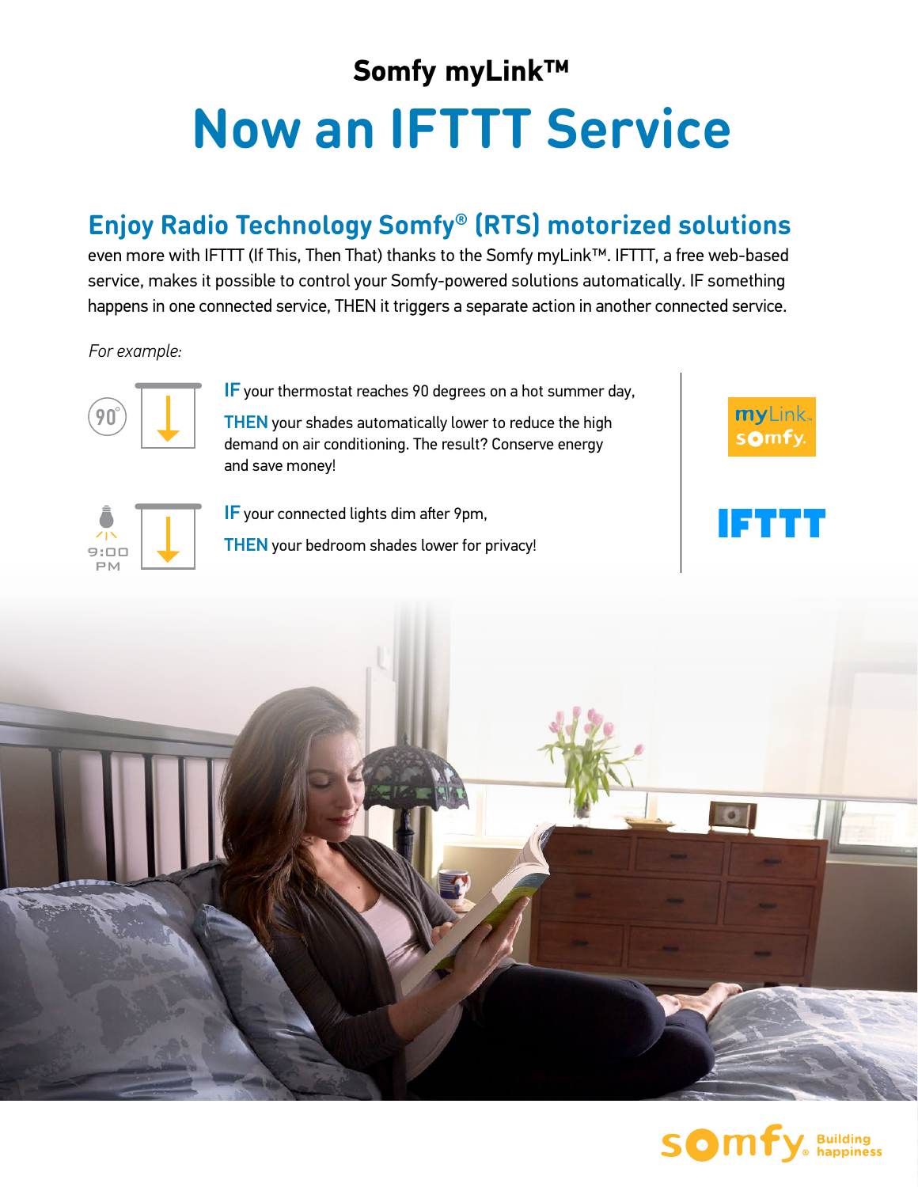## Somfy myLink™

# Now an IFTTT Service

## Enjoy Radio Technology Somfy® (RTS) motorized solutions

even more with IFTTT (If This, Then That) thanks to the Somfy myLink™. IFTTT, a free web-based service, makes it possible to control your Somfy-powered solutions automatically. IF something happens in one connected service, THEN it triggers a separate action in another connected service.

*For example:*

**IF** your thermostat reaches 90 degrees on a hot summer day,

**THEN** your shades automatically lower to reduce the high demand on air conditioning. The result? Conserve energy and save money!

**IF** your connected lights dim after 9pm,

**THEN** your bedroom shades lower for privacy!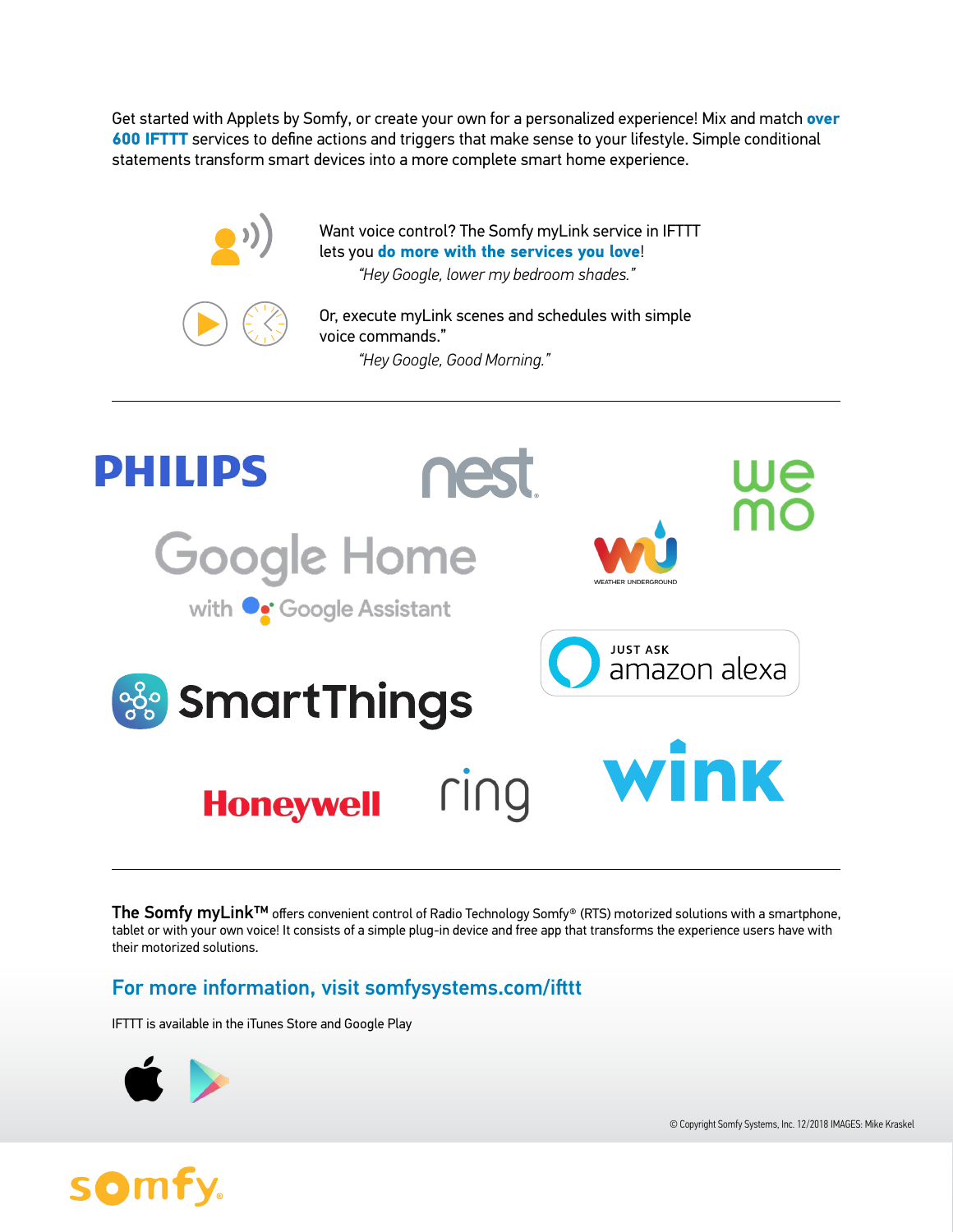Get started with Applets by Somfy, or create your own for a personalized experience! Mix and match **over 600 IFTTT** services to define actions and triggers that make sense to your lifestyle. Simple conditional statements transform smart devices into a more complete smart home experience.

Want voice control? The Somfy myLink service in IFTTT lets you **do more with the services you love**!

*"Hey Google, lower my bedroom shades."*

Or, execute myLink scenes and schedules with simple voice commands."

*"Hey Google, Good Morning."*

---

PHILIPS

nest

wemo

Google Home with Google Assistant

WEATHER UNDERGROUND

JUST ASK amazon alexa

SmartThings

Honeywell

ring

wink

---

**The Somfy myLink™** offers convenient control of Radio Technology Somfy® (RTS) motorized solutions with a smartphone, tablet or with your own voice! It consists of a simple plug-in device and free app that transforms the experience users have with their motorized solutions.

## For more information, visit somfysystems.com/ifttt

IFTTT is available in the iTunes Store and Google Play

© Copyright Somfy Systems, Inc. 12/2018 IMAGES: Mike Kraskel

somfy